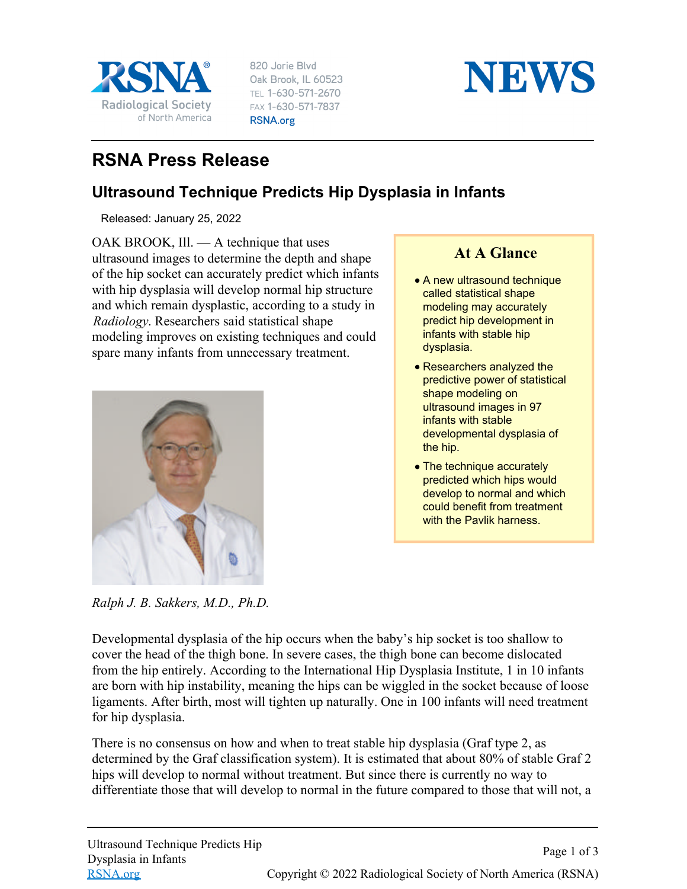RSNA®
Radiological Society of North America

820 Jorie Blvd
Oak Brook, IL 60523
TEL 1-630-571-2670
FAX 1-630-571-7837
RSNA.org

NEWS

# RSNA Press Release

## Ultrasound Technique Predicts Hip Dysplasia in Infants

Released: January 25, 2022

OAK BROOK, Ill. — A technique that uses ultrasound images to determine the depth and shape of the hip socket can accurately predict which infants with hip dysplasia will develop normal hip structure and which remain dysplastic, according to a study in *Radiology*. Researchers said statistical shape modeling improves on existing techniques and could spare many infants from unnecessary treatment.

### At A Glance

- A new ultrasound technique called statistical shape modeling may accurately predict hip development in infants with stable hip dysplasia.
- Researchers analyzed the predictive power of statistical shape modeling on ultrasound images in 97 infants with stable developmental dysplasia of the hip.
- The technique accurately predicted which hips would develop to normal and which could benefit from treatment with the Pavlik harness.

*Ralph J. B. Sakkers, M.D., Ph.D.*

Developmental dysplasia of the hip occurs when the baby's hip socket is too shallow to cover the head of the thigh bone. In severe cases, the thigh bone can become dislocated from the hip entirely. According to the International Hip Dysplasia Institute, 1 in 10 infants are born with hip instability, meaning the hips can be wiggled in the socket because of loose ligaments. After birth, most will tighten up naturally. One in 100 infants will need treatment for hip dysplasia.

There is no consensus on how and when to treat stable hip dysplasia (Graf type 2, as determined by the Graf classification system). It is estimated that about 80% of stable Graf 2 hips will develop to normal without treatment. But since there is currently no way to differentiate those that will develop to normal in the future compared to those that will not, a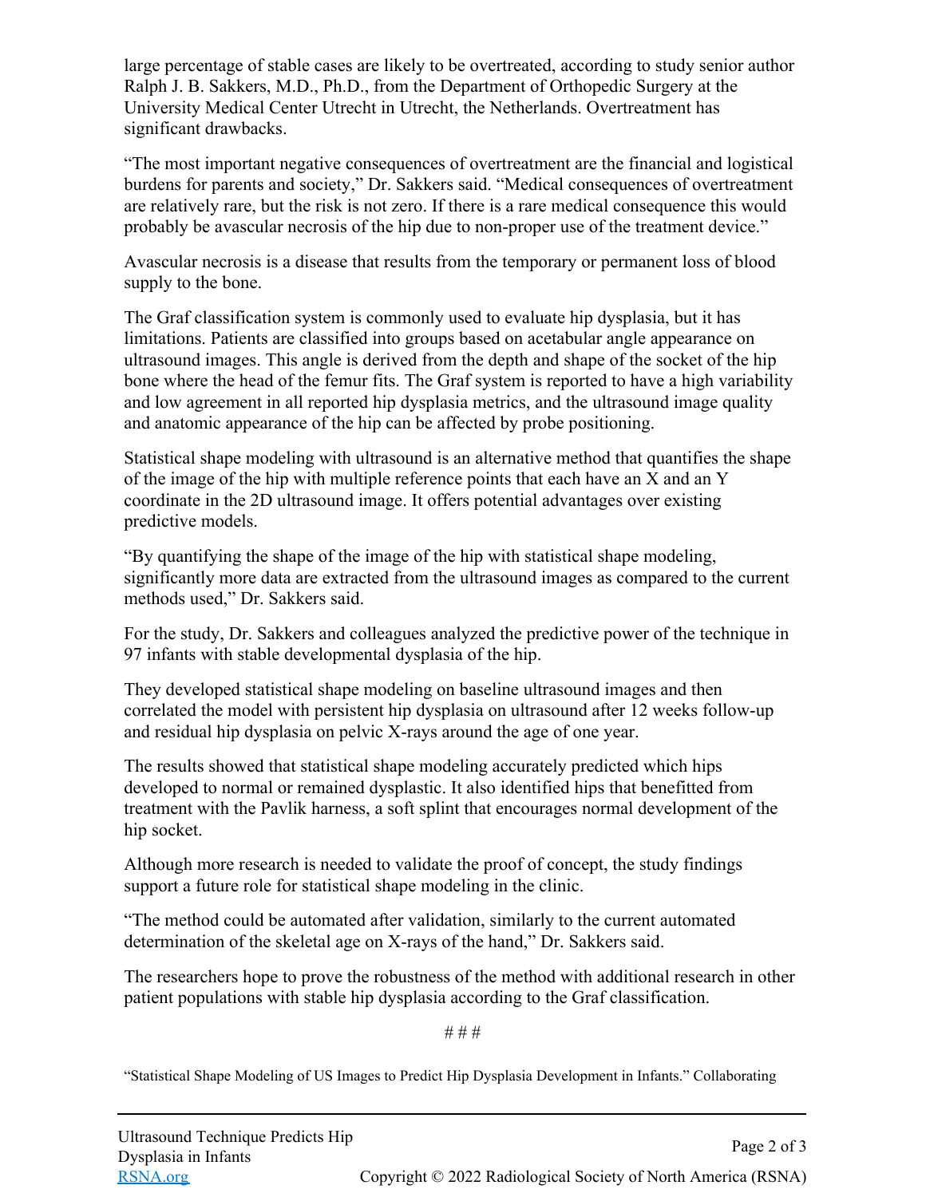large percentage of stable cases are likely to be overtreated, according to study senior author Ralph J. B. Sakkers, M.D., Ph.D., from the Department of Orthopedic Surgery at the University Medical Center Utrecht in Utrecht, the Netherlands. Overtreatment has significant drawbacks.

"The most important negative consequences of overtreatment are the financial and logistical burdens for parents and society," Dr. Sakkers said. "Medical consequences of overtreatment are relatively rare, but the risk is not zero. If there is a rare medical consequence this would probably be avascular necrosis of the hip due to non-proper use of the treatment device."

Avascular necrosis is a disease that results from the temporary or permanent loss of blood supply to the bone.

The Graf classification system is commonly used to evaluate hip dysplasia, but it has limitations. Patients are classified into groups based on acetabular angle appearance on ultrasound images. This angle is derived from the depth and shape of the socket of the hip bone where the head of the femur fits. The Graf system is reported to have a high variability and low agreement in all reported hip dysplasia metrics, and the ultrasound image quality and anatomic appearance of the hip can be affected by probe positioning.

Statistical shape modeling with ultrasound is an alternative method that quantifies the shape of the image of the hip with multiple reference points that each have an X and an Y coordinate in the 2D ultrasound image. It offers potential advantages over existing predictive models.

"By quantifying the shape of the image of the hip with statistical shape modeling, significantly more data are extracted from the ultrasound images as compared to the current methods used," Dr. Sakkers said.

For the study, Dr. Sakkers and colleagues analyzed the predictive power of the technique in 97 infants with stable developmental dysplasia of the hip.

They developed statistical shape modeling on baseline ultrasound images and then correlated the model with persistent hip dysplasia on ultrasound after 12 weeks follow-up and residual hip dysplasia on pelvic X-rays around the age of one year.

The results showed that statistical shape modeling accurately predicted which hips developed to normal or remained dysplastic. It also identified hips that benefitted from treatment with the Pavlik harness, a soft splint that encourages normal development of the hip socket.

Although more research is needed to validate the proof of concept, the study findings support a future role for statistical shape modeling in the clinic.

"The method could be automated after validation, similarly to the current automated determination of the skeletal age on X-rays of the hand," Dr. Sakkers said.

The researchers hope to prove the robustness of the method with additional research in other patient populations with stable hip dysplasia according to the Graf classification.

# # #

"Statistical Shape Modeling of US Images to Predict Hip Dysplasia Development in Infants." Collaborating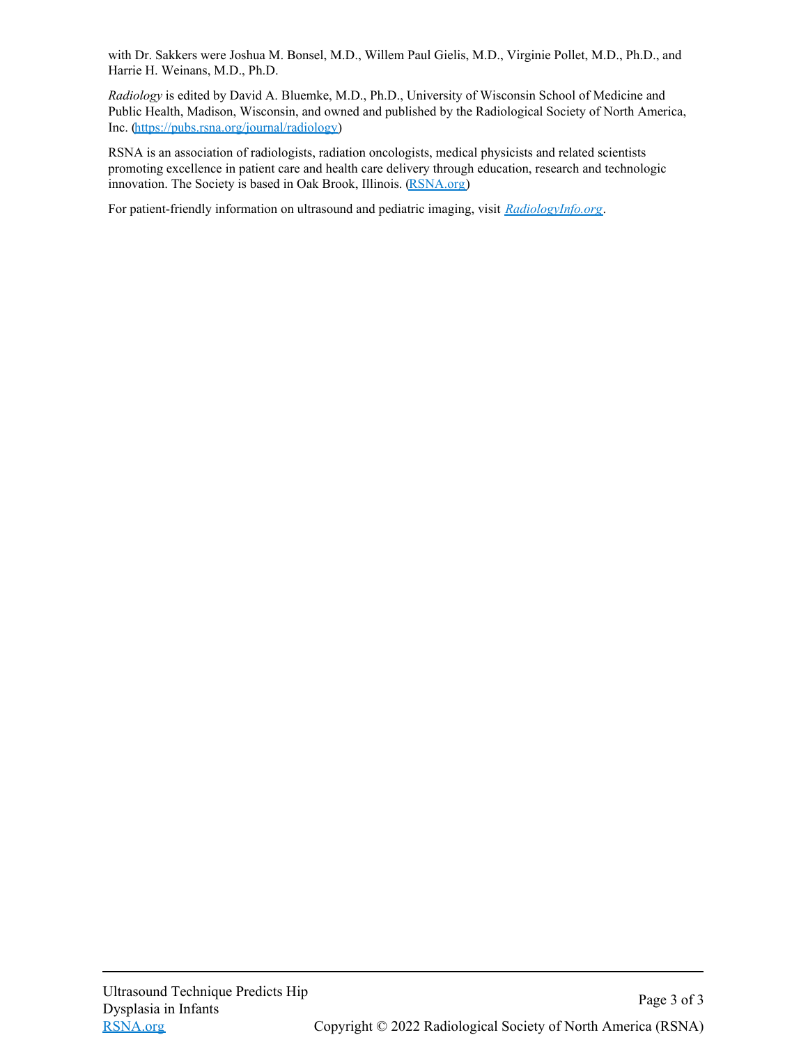with Dr. Sakkers were Joshua M. Bonsel, M.D., Willem Paul Gielis, M.D., Virginie Pollet, M.D., Ph.D., and Harrie H. Weinans, M.D., Ph.D.

*Radiology* is edited by David A. Bluemke, M.D., Ph.D., University of Wisconsin School of Medicine and Public Health, Madison, Wisconsin, and owned and published by the Radiological Society of North America, Inc. (https://pubs.rsna.org/journal/radiology)

RSNA is an association of radiologists, radiation oncologists, medical physicists and related scientists promoting excellence in patient care and health care delivery through education, research and technologic innovation. The Society is based in Oak Brook, Illinois. (RSNA.org)

For patient-friendly information on ultrasound and pediatric imaging, visit *RadiologyInfo.org*.